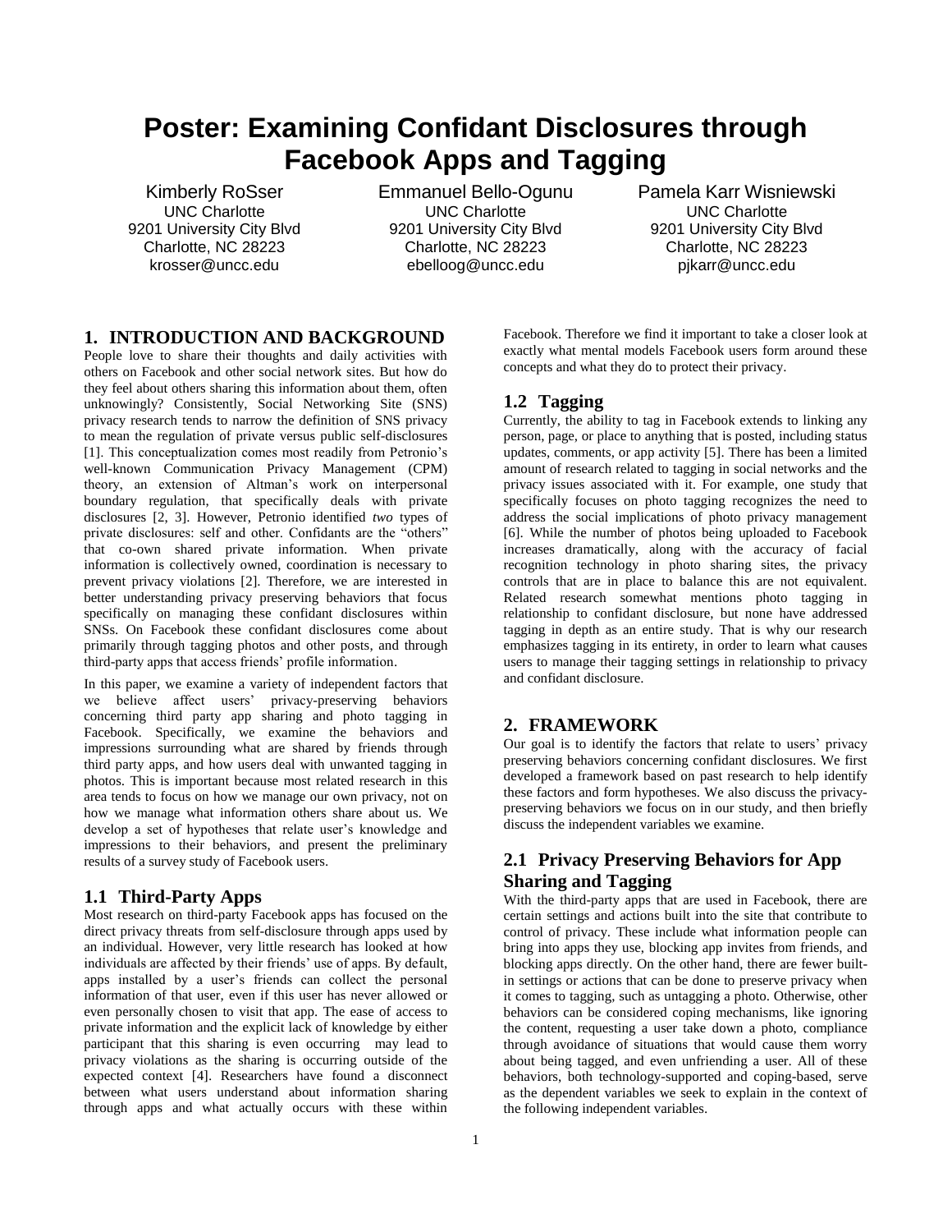# Poster: Examining Confidant Disclosures through Facebook Apps and Tagging

Kimberly RoSser
UNC Charlotte
9201 University City Blvd
Charlotte, NC 28223
krosser@uncc.edu

Emmanuel Bello-Ogunu
UNC Charlotte
9201 University City Blvd
Charlotte, NC 28223
ebelloog@uncc.edu

Pamela Karr Wisniewski
UNC Charlotte
9201 University City Blvd
Charlotte, NC 28223
pjkarr@uncc.edu

## 1. INTRODUCTION AND BACKGROUND

People love to share their thoughts and daily activities with others on Facebook and other social network sites. But how do they feel about others sharing this information about them, often unknowingly? Consistently, Social Networking Site (SNS) privacy research tends to narrow the definition of SNS privacy to mean the regulation of private versus public self-disclosures [1]. This conceptualization comes most readily from Petronio's well-known Communication Privacy Management (CPM) theory, an extension of Altman's work on interpersonal boundary regulation, that specifically deals with private disclosures [2, 3]. However, Petronio identified *two* types of private disclosures: self and other. Confidants are the "others" that co-own shared private information. When private information is collectively owned, coordination is necessary to prevent privacy violations [2]. Therefore, we are interested in better understanding privacy preserving behaviors that focus specifically on managing these confidant disclosures within SNSs. On Facebook these confidant disclosures come about primarily through tagging photos and other posts, and through third-party apps that access friends' profile information.

In this paper, we examine a variety of independent factors that we believe affect users' privacy-preserving behaviors concerning third party app sharing and photo tagging in Facebook. Specifically, we examine the behaviors and impressions surrounding what are shared by friends through third party apps, and how users deal with unwanted tagging in photos. This is important because most related research in this area tends to focus on how we manage our own privacy, not on how we manage what information others share about us. We develop a set of hypotheses that relate user's knowledge and impressions to their behaviors, and present the preliminary results of a survey study of Facebook users.

### 1.1 Third-Party Apps

Most research on third-party Facebook apps has focused on the direct privacy threats from self-disclosure through apps used by an individual. However, very little research has looked at how individuals are affected by their friends' use of apps. By default, apps installed by a user's friends can collect the personal information of that user, even if this user has never allowed or even personally chosen to visit that app. The ease of access to private information and the explicit lack of knowledge by either participant that this sharing is even occurring may lead to privacy violations as the sharing is occurring outside of the expected context [4]. Researchers have found a disconnect between what users understand about information sharing through apps and what actually occurs with these within Facebook. Therefore we find it important to take a closer look at exactly what mental models Facebook users form around these concepts and what they do to protect their privacy.

### 1.2 Tagging

Currently, the ability to tag in Facebook extends to linking any person, page, or place to anything that is posted, including status updates, comments, or app activity [5]. There has been a limited amount of research related to tagging in social networks and the privacy issues associated with it. For example, one study that specifically focuses on photo tagging recognizes the need to address the social implications of photo privacy management [6]. While the number of photos being uploaded to Facebook increases dramatically, along with the accuracy of facial recognition technology in photo sharing sites, the privacy controls that are in place to balance this are not equivalent. Related research somewhat mentions photo tagging in relationship to confidant disclosure, but none have addressed tagging in depth as an entire study. That is why our research emphasizes tagging in its entirety, in order to learn what causes users to manage their tagging settings in relationship to privacy and confidant disclosure.

## 2. FRAMEWORK

Our goal is to identify the factors that relate to users' privacy preserving behaviors concerning confidant disclosures. We first developed a framework based on past research to help identify these factors and form hypotheses. We also discuss the privacy-preserving behaviors we focus on in our study, and then briefly discuss the independent variables we examine.

### 2.1 Privacy Preserving Behaviors for App Sharing and Tagging

With the third-party apps that are used in Facebook, there are certain settings and actions built into the site that contribute to control of privacy. These include what information people can bring into apps they use, blocking app invites from friends, and blocking apps directly. On the other hand, there are fewer built-in settings or actions that can be done to preserve privacy when it comes to tagging, such as untagging a photo. Otherwise, other behaviors can be considered coping mechanisms, like ignoring the content, requesting a user take down a photo, compliance through avoidance of situations that would cause them worry about being tagged, and even unfriending a user. All of these behaviors, both technology-supported and coping-based, serve as the dependent variables we seek to explain in the context of the following independent variables.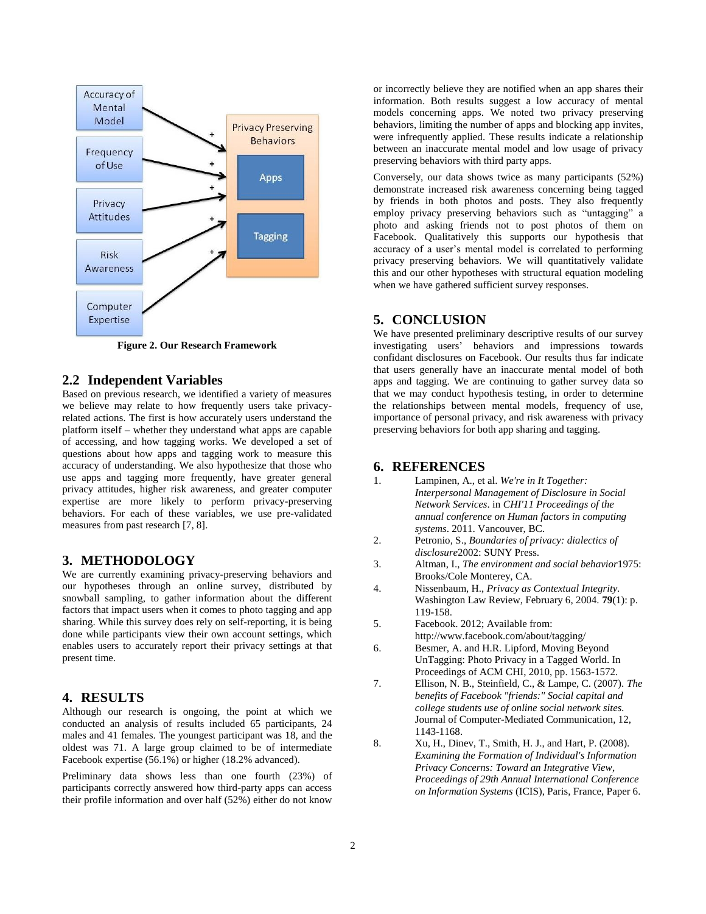Accuracy of Mental Model

Frequency of Use

Privacy Attitudes

Risk Awareness

Computer Expertise

+

+

+

+

+

Privacy Preserving Behaviors

Apps

Tagging

**Figure 2. Our Research Framework**

## 2.2 Independent Variables

Based on previous research, we identified a variety of measures we believe may relate to how frequently users take privacy-related actions. The first is how accurately users understand the platform itself – whether they understand what apps are capable of accessing, and how tagging works. We developed a set of questions about how apps and tagging work to measure this accuracy of understanding. We also hypothesize that those who use apps and tagging more frequently, have greater general privacy attitudes, higher risk awareness, and greater computer expertise are more likely to perform privacy-preserving behaviors. For each of these variables, we use pre-validated measures from past research [7, 8].

# 3. METHODOLOGY

We are currently examining privacy-preserving behaviors and our hypotheses through an online survey, distributed by snowball sampling, to gather information about the different factors that impact users when it comes to photo tagging and app sharing. While this survey does rely on self-reporting, it is being done while participants view their own account settings, which enables users to accurately report their privacy settings at that present time.

# 4. RESULTS

Although our research is ongoing, the point at which we conducted an analysis of results included 65 participants, 24 males and 41 females. The youngest participant was 18, and the oldest was 71. A large group claimed to be of intermediate Facebook expertise (56.1%) or higher (18.2% advanced).

Preliminary data shows less than one fourth (23%) of participants correctly answered how third-party apps can access their profile information and over half (52%) either do not know or incorrectly believe they are notified when an app shares their information. Both results suggest a low accuracy of mental models concerning apps. We noted two privacy preserving behaviors, limiting the number of apps and blocking app invites, were infrequently applied. These results indicate a relationship between an inaccurate mental model and low usage of privacy preserving behaviors with third party apps.

Conversely, our data shows twice as many participants (52%) demonstrate increased risk awareness concerning being tagged by friends in both photos and posts. They also frequently employ privacy preserving behaviors such as "untagging" a photo and asking friends not to post photos of them on Facebook. Qualitatively this supports our hypothesis that accuracy of a user's mental model is correlated to performing privacy preserving behaviors. We will quantitatively validate this and our other hypotheses with structural equation modeling when we have gathered sufficient survey responses.

# 5. CONCLUSION

We have presented preliminary descriptive results of our survey investigating users' behaviors and impressions towards confidant disclosures on Facebook. Our results thus far indicate that users generally have an inaccurate mental model of both apps and tagging. We are continuing to gather survey data so that we may conduct hypothesis testing, in order to determine the relationships between mental models, frequency of use, importance of personal privacy, and risk awareness with privacy preserving behaviors for both app sharing and tagging.

# 6. REFERENCES

1. Lampinen, A., et al. *We're in It Together: Interpersonal Management of Disclosure in Social Network Services*. in *CHI'11 Proceedings of the annual conference on Human factors in computing systems*. 2011. Vancouver, BC.
2. Petronio, S., *Boundaries of privacy: dialectics of disclosure*2002: SUNY Press.
3. Altman, I., *The environment and social behavior*1975: Brooks/Cole Monterey, CA.
4. Nissenbaum, H., *Privacy as Contextual Integrity*. Washington Law Review, February 6, 2004. **79**(1): p. 119-158.
5. Facebook. 2012; Available from: http://www.facebook.com/about/tagging/
6. Besmer, A. and H.R. Lipford, Moving Beyond UnTagging: Photo Privacy in a Tagged World. In Proceedings of ACM CHI, 2010, pp. 1563-1572.
7. Ellison, N. B., Steinfield, C., & Lampe, C. (2007). *The benefits of Facebook "friends:" Social capital and college students use of online social network sites.* Journal of Computer-Mediated Communication, 12, 1143-1168.
8. Xu, H., Dinev, T., Smith, H. J., and Hart, P. (2008). *Examining the Formation of Individual's Information Privacy Concerns: Toward an Integrative View, Proceedings of 29th Annual International Conference on Information Systems* (ICIS), Paris, France, Paper 6.